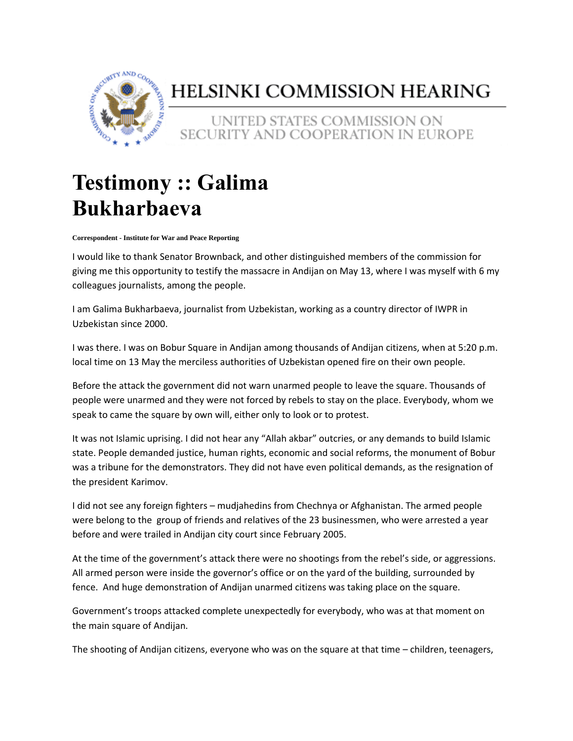# HELSINKI COMMISSION HEARING

UNITED STATES COMMISSION ON SECURITY AND COOPERATION IN EUROPE

# Testimony :: Galima Bukharbaeva

**Correspondent - Institute for War and Peace Reporting**

I would like to thank Senator Brownback, and other distinguished members of the commission for giving me this opportunity to testify the massacre in Andijan on May 13, where I was myself with 6 my colleagues journalists, among the people.

I am Galima Bukharbaeva, journalist from Uzbekistan, working as a country director of IWPR in Uzbekistan since 2000.

I was there. I was on Bobur Square in Andijan among thousands of Andijan citizens, when at 5:20 p.m. local time on 13 May the merciless authorities of Uzbekistan opened fire on their own people.

Before the attack the government did not warn unarmed people to leave the square. Thousands of people were unarmed and they were not forced by rebels to stay on the place. Everybody, whom we speak to came the square by own will, either only to look or to protest.

It was not Islamic uprising. I did not hear any "Allah akbar" outcries, or any demands to build Islamic state. People demanded justice, human rights, economic and social reforms, the monument of Bobur was a tribune for the demonstrators. They did not have even political demands, as the resignation of the president Karimov.

I did not see any foreign fighters – mudjahedins from Chechnya or Afghanistan. The armed people were belong to the group of friends and relatives of the 23 businessmen, who were arrested a year before and were trailed in Andijan city court since February 2005.

At the time of the government's attack there were no shootings from the rebel's side, or aggressions. All armed person were inside the governor's office or on the yard of the building, surrounded by fence. And huge demonstration of Andijan unarmed citizens was taking place on the square.

Government's troops attacked complete unexpectedly for everybody, who was at that moment on the main square of Andijan.

The shooting of Andijan citizens, everyone who was on the square at that time – children, teenagers,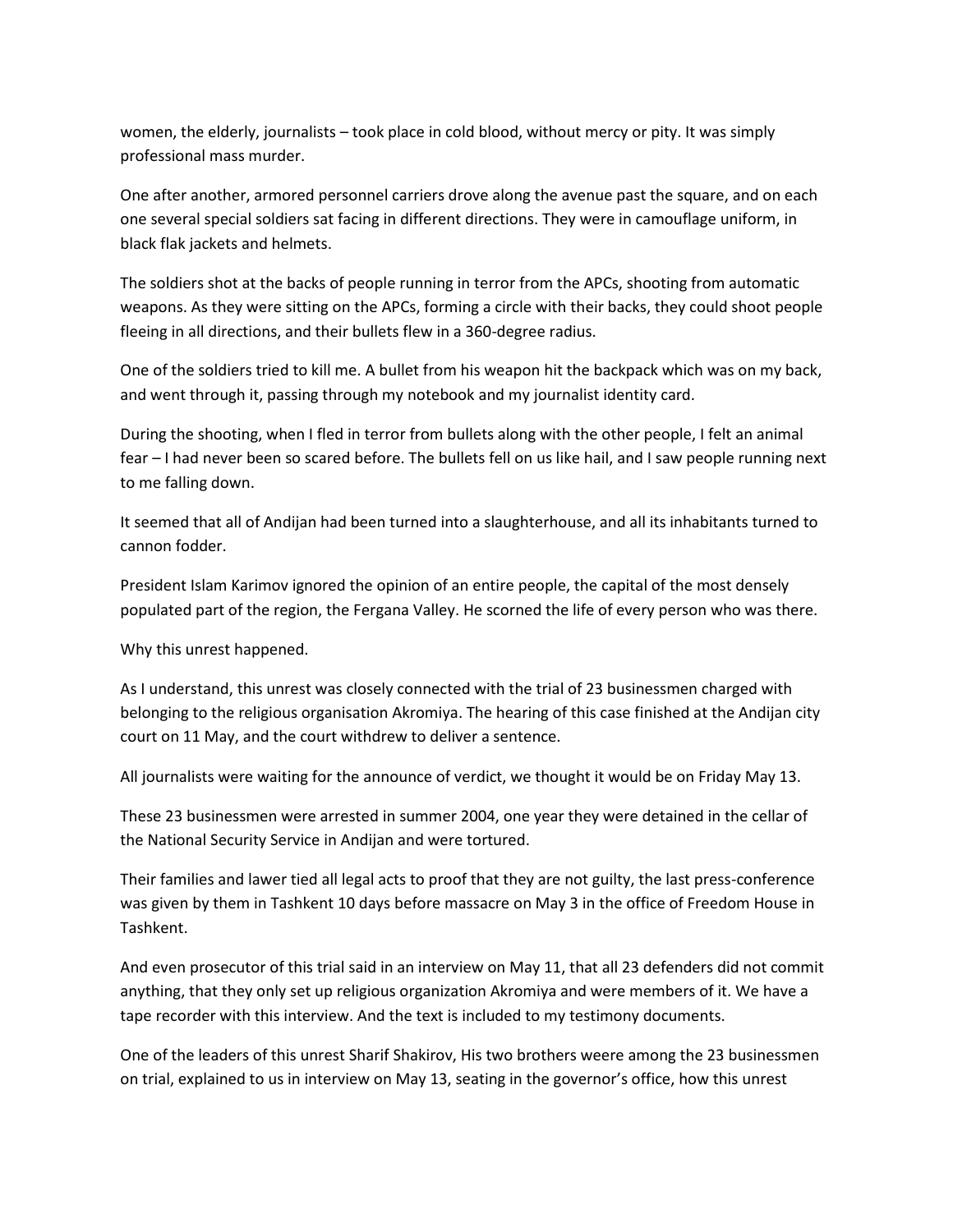women, the elderly, journalists – took place in cold blood, without mercy or pity. It was simply professional mass murder.

One after another, armored personnel carriers drove along the avenue past the square, and on each one several special soldiers sat facing in different directions. They were in camouflage uniform, in black flak jackets and helmets.

The soldiers shot at the backs of people running in terror from the APCs, shooting from automatic weapons. As they were sitting on the APCs, forming a circle with their backs, they could shoot people fleeing in all directions, and their bullets flew in a 360-degree radius.

One of the soldiers tried to kill me. A bullet from his weapon hit the backpack which was on my back, and went through it, passing through my notebook and my journalist identity card.

During the shooting, when I fled in terror from bullets along with the other people, I felt an animal fear – I had never been so scared before. The bullets fell on us like hail, and I saw people running next to me falling down.

It seemed that all of Andijan had been turned into a slaughterhouse, and all its inhabitants turned to cannon fodder.

President Islam Karimov ignored the opinion of an entire people, the capital of the most densely populated part of the region, the Fergana Valley. He scorned the life of every person who was there.

Why this unrest happened.

As I understand, this unrest was closely connected with the trial of 23 businessmen charged with belonging to the religious organisation Akromiya. The hearing of this case finished at the Andijan city court on 11 May, and the court withdrew to deliver a sentence.

All journalists were waiting for the announce of verdict, we thought it would be on Friday May 13.

These 23 businessmen were arrested in summer 2004, one year they were detained in the cellar of the National Security Service in Andijan and were tortured.

Their families and lawer tied all legal acts to proof that they are not guilty, the last press-conference was given by them in Tashkent 10 days before massacre on May 3 in the office of Freedom House in Tashkent.

And even prosecutor of this trial said in an interview on May 11, that all 23 defenders did not commit anything, that they only set up religious organization Akromiya and were members of it. We have a tape recorder with this interview. And the text is included to my testimony documents.

One of the leaders of this unrest Sharif Shakirov, His two brothers weere among the 23 businessmen on trial, explained to us in interview on May 13, seating in the governor's office, how this unrest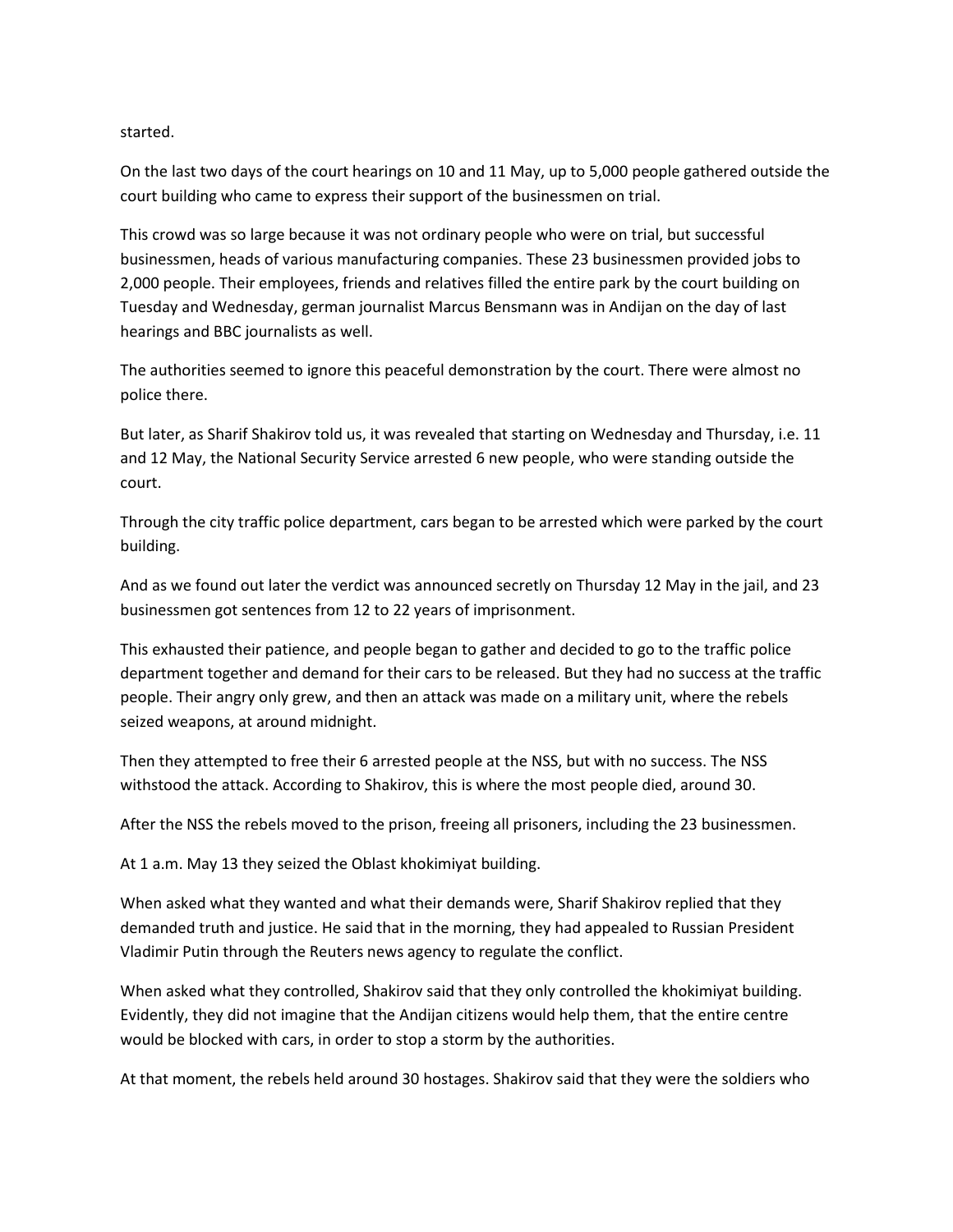started.

On the last two days of the court hearings on 10 and 11 May, up to 5,000 people gathered outside the court building who came to express their support of the businessmen on trial.

This crowd was so large because it was not ordinary people who were on trial, but successful businessmen, heads of various manufacturing companies. These 23 businessmen provided jobs to 2,000 people. Their employees, friends and relatives filled the entire park by the court building on Tuesday and Wednesday, german journalist Marcus Bensmann was in Andijan on the day of last hearings and BBC journalists as well.

The authorities seemed to ignore this peaceful demonstration by the court. There were almost no police there.

But later, as Sharif Shakirov told us, it was revealed that starting on Wednesday and Thursday, i.e. 11 and 12 May, the National Security Service arrested 6 new people, who were standing outside the court.

Through the city traffic police department, cars began to be arrested which were parked by the court building.

And as we found out later the verdict was announced secretly on Thursday 12 May in the jail, and 23 businessmen got sentences from 12 to 22 years of imprisonment.

This exhausted their patience, and people began to gather and decided to go to the traffic police department together and demand for their cars to be released. But they had no success at the traffic people. Their angry only grew, and then an attack was made on a military unit, where the rebels seized weapons, at around midnight.

Then they attempted to free their 6 arrested people at the NSS, but with no success. The NSS withstood the attack. According to Shakirov, this is where the most people died, around 30.

After the NSS the rebels moved to the prison, freeing all prisoners, including the 23 businessmen.

At 1 a.m. May 13 they seized the Oblast khokimiyat building.

When asked what they wanted and what their demands were, Sharif Shakirov replied that they demanded truth and justice. He said that in the morning, they had appealed to Russian President Vladimir Putin through the Reuters news agency to regulate the conflict.

When asked what they controlled, Shakirov said that they only controlled the khokimiyat building. Evidently, they did not imagine that the Andijan citizens would help them, that the entire centre would be blocked with cars, in order to stop a storm by the authorities.

At that moment, the rebels held around 30 hostages. Shakirov said that they were the soldiers who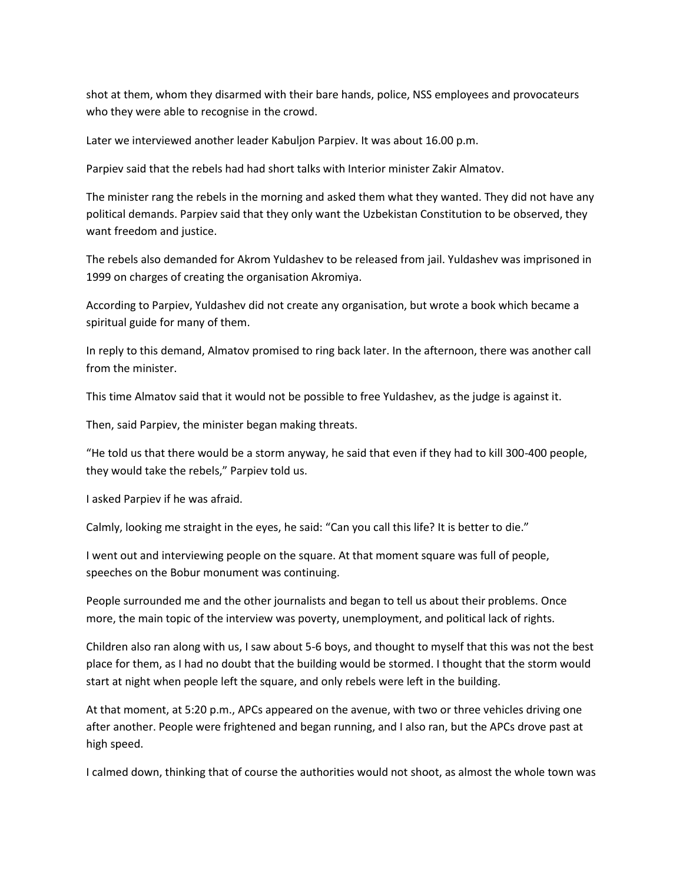shot at them, whom they disarmed with their bare hands, police, NSS employees and provocateurs who they were able to recognise in the crowd.

Later we interviewed another leader Kabuljon Parpiev. It was about 16.00 p.m.

Parpiev said that the rebels had had short talks with Interior minister Zakir Almatov.

The minister rang the rebels in the morning and asked them what they wanted. They did not have any political demands. Parpiev said that they only want the Uzbekistan Constitution to be observed, they want freedom and justice.

The rebels also demanded for Akrom Yuldashev to be released from jail. Yuldashev was imprisoned in 1999 on charges of creating the organisation Akromiya.

According to Parpiev, Yuldashev did not create any organisation, but wrote a book which became a spiritual guide for many of them.

In reply to this demand, Almatov promised to ring back later. In the afternoon, there was another call from the minister.

This time Almatov said that it would not be possible to free Yuldashev, as the judge is against it.

Then, said Parpiev, the minister began making threats.

"He told us that there would be a storm anyway, he said that even if they had to kill 300-400 people, they would take the rebels," Parpiev told us.

I asked Parpiev if he was afraid.

Calmly, looking me straight in the eyes, he said: "Can you call this life? It is better to die."

I went out and interviewing people on the square. At that moment square was full of people, speeches on the Bobur monument was continuing.

People surrounded me and the other journalists and began to tell us about their problems. Once more, the main topic of the interview was poverty, unemployment, and political lack of rights.

Children also ran along with us, I saw about 5-6 boys, and thought to myself that this was not the best place for them, as I had no doubt that the building would be stormed. I thought that the storm would start at night when people left the square, and only rebels were left in the building.

At that moment, at 5:20 p.m., APCs appeared on the avenue, with two or three vehicles driving one after another. People were frightened and began running, and I also ran, but the APCs drove past at high speed.

I calmed down, thinking that of course the authorities would not shoot, as almost the whole town was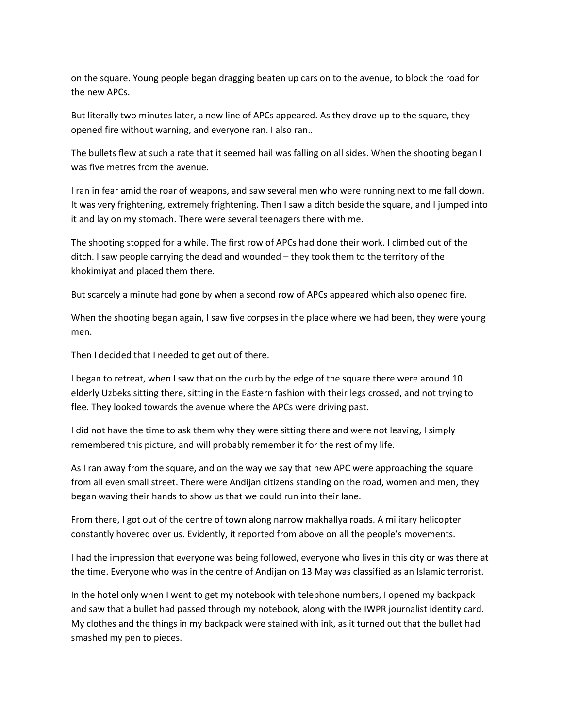on the square. Young people began dragging beaten up cars on to the avenue, to block the road for the new APCs.

But literally two minutes later, a new line of APCs appeared. As they drove up to the square, they opened fire without warning, and everyone ran. I also ran..

The bullets flew at such a rate that it seemed hail was falling on all sides. When the shooting began I was five metres from the avenue.

I ran in fear amid the roar of weapons, and saw several men who were running next to me fall down. It was very frightening, extremely frightening. Then I saw a ditch beside the square, and I jumped into it and lay on my stomach. There were several teenagers there with me.

The shooting stopped for a while. The first row of APCs had done their work. I climbed out of the ditch. I saw people carrying the dead and wounded – they took them to the territory of the khokimiyat and placed them there.

But scarcely a minute had gone by when a second row of APCs appeared which also opened fire.

When the shooting began again, I saw five corpses in the place where we had been, they were young men.

Then I decided that I needed to get out of there.

I began to retreat, when I saw that on the curb by the edge of the square there were around 10 elderly Uzbeks sitting there, sitting in the Eastern fashion with their legs crossed, and not trying to flee. They looked towards the avenue where the APCs were driving past.

I did not have the time to ask them why they were sitting there and were not leaving, I simply remembered this picture, and will probably remember it for the rest of my life.

As I ran away from the square, and on the way we say that new APC were approaching the square from all even small street. There were Andijan citizens standing on the road, women and men, they began waving their hands to show us that we could run into their lane.

From there, I got out of the centre of town along narrow makhallya roads. A military helicopter constantly hovered over us. Evidently, it reported from above on all the people's movements.

I had the impression that everyone was being followed, everyone who lives in this city or was there at the time. Everyone who was in the centre of Andijan on 13 May was classified as an Islamic terrorist.

In the hotel only when I went to get my notebook with telephone numbers, I opened my backpack and saw that a bullet had passed through my notebook, along with the IWPR journalist identity card. My clothes and the things in my backpack were stained with ink, as it turned out that the bullet had smashed my pen to pieces.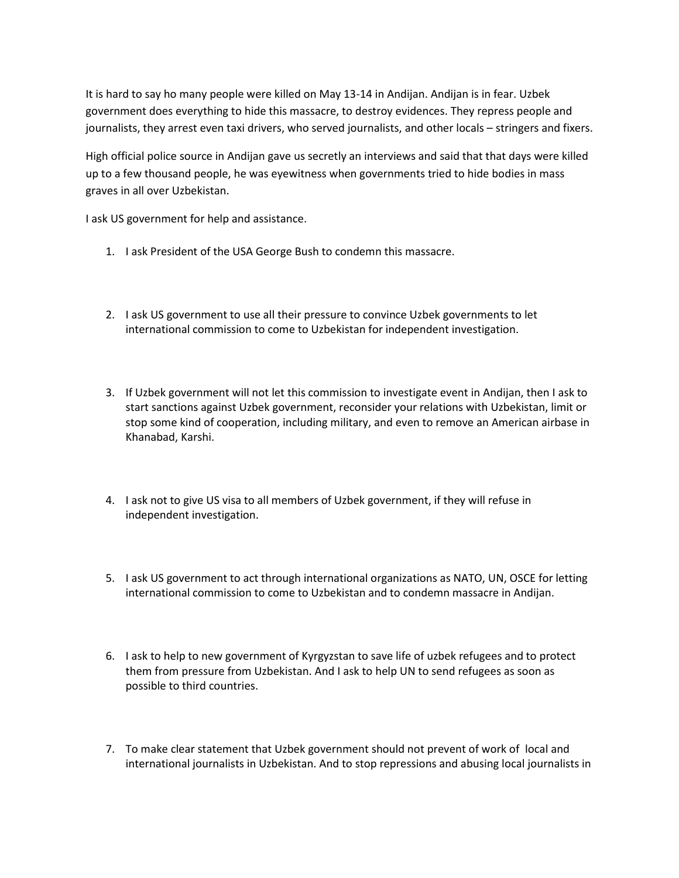It is hard to say ho many people were killed on May 13-14 in Andijan. Andijan is in fear. Uzbek government does everything to hide this massacre, to destroy evidences. They repress people and journalists, they arrest even taxi drivers, who served journalists, and other locals – stringers and fixers.

High official police source in Andijan gave us secretly an interviews and said that that days were killed up to a few thousand people, he was eyewitness when governments tried to hide bodies in mass graves in all over Uzbekistan.

I ask US government for help and assistance.

1. I ask President of the USA George Bush to condemn this massacre.

2. I ask US government to use all their pressure to convince Uzbek governments to let international commission to come to Uzbekistan for independent investigation.

3. If Uzbek government will not let this commission to investigate event in Andijan, then I ask to start sanctions against Uzbek government, reconsider your relations with Uzbekistan, limit or stop some kind of cooperation, including military, and even to remove an American airbase in Khanabad, Karshi.

4. I ask not to give US visa to all members of Uzbek government, if they will refuse in independent investigation.

5. I ask US government to act through international organizations as NATO, UN, OSCE for letting international commission to come to Uzbekistan and to condemn massacre in Andijan.

6. I ask to help to new government of Kyrgyzstan to save life of uzbek refugees and to protect them from pressure from Uzbekistan. And I ask to help UN to send refugees as soon as possible to third countries.

7. To make clear statement that Uzbek government should not prevent of work of local and international journalists in Uzbekistan. And to stop repressions and abusing local journalists in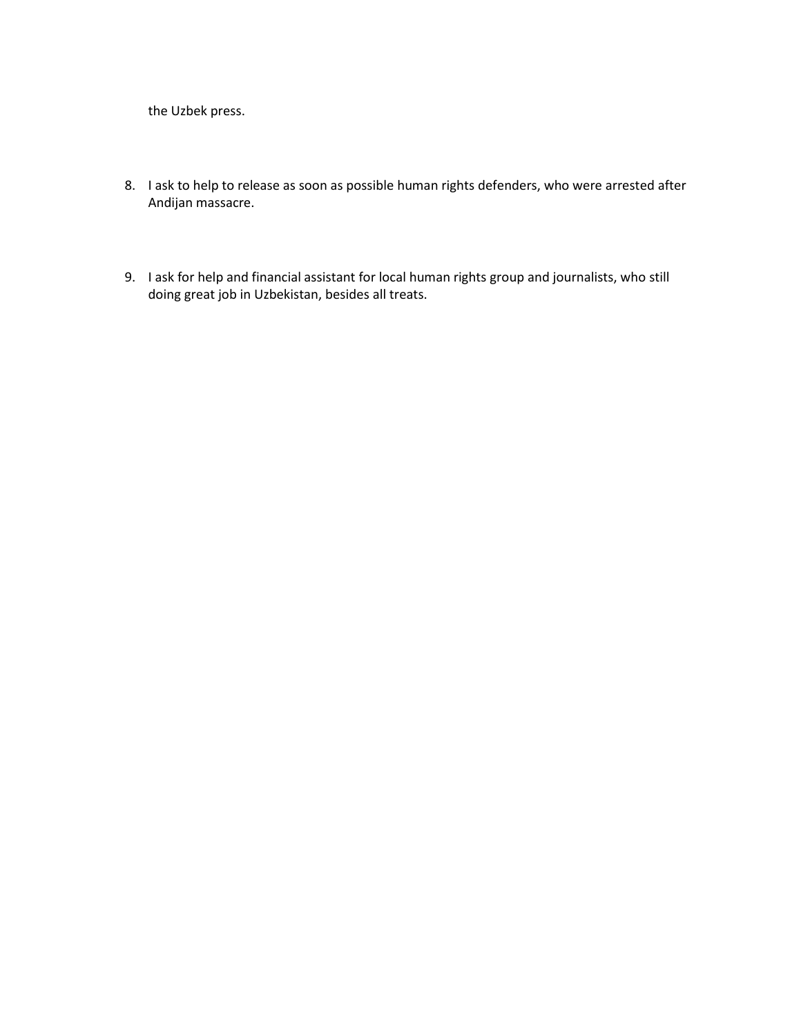the Uzbek press.

8. I ask to help to release as soon as possible human rights defenders, who were arrested after Andijan massacre.

9. I ask for help and financial assistant for local human rights group and journalists, who still doing great job in Uzbekistan, besides all treats.